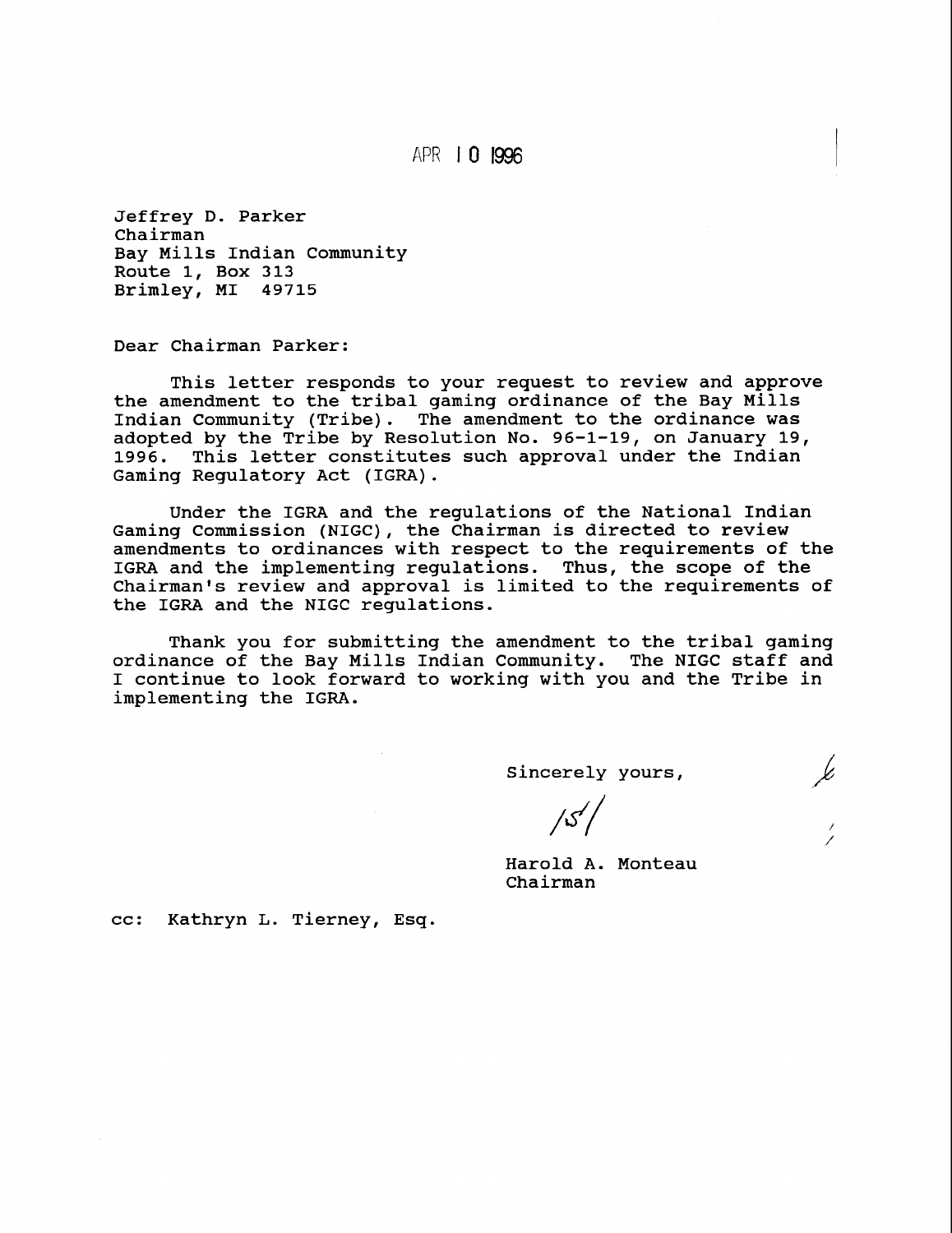APR 10 1996

Jeffrey D. Parker
Chairman
Bay Mills Indian Community
Route 1, Box 313
Brimley, MI 49715

Dear Chairman Parker:

This letter responds to your request to review and approve the amendment to the tribal gaming ordinance of the Bay Mills Indian Community (Tribe). The amendment to the ordinance was adopted by the Tribe by Resolution No. 96-1-19, on January 19, 1996. This letter constitutes such approval under the Indian Gaming Regulatory Act (IGRA).

Under the IGRA and the regulations of the National Indian Gaming Commission (NIGC), the Chairman is directed to review amendments to ordinances with respect to the requirements of the IGRA and the implementing regulations. Thus, the scope of the Chairman's review and approval is limited to the requirements of the IGRA and the NIGC regulations.

Thank you for submitting the amendment to the tribal gaming ordinance of the Bay Mills Indian Community. The NIGC staff and I continue to look forward to working with you and the Tribe in implementing the IGRA.

Sincerely yours,

/S/

Harold A. Monteau
Chairman

cc: Kathryn L. Tierney, Esq.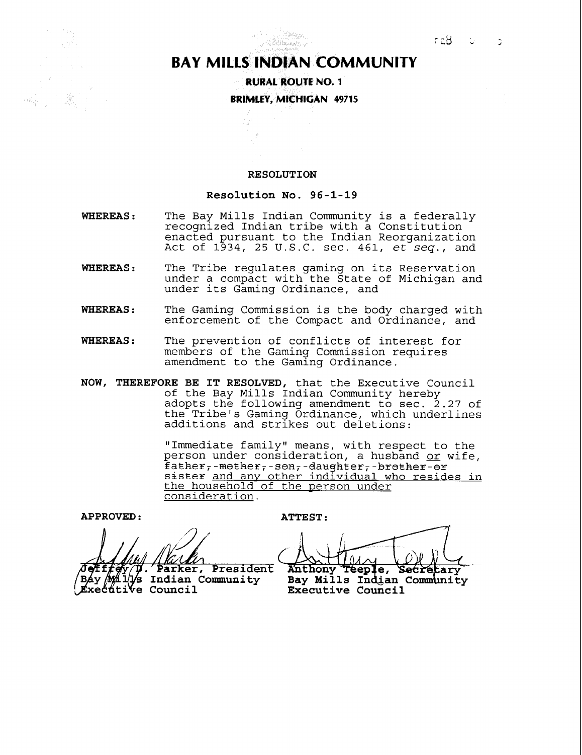# BAY MILLS INDIAN COMMUNITY

**RURAL ROUTE NO. 1**

**BRIMLEY, MICHIGAN 49715**

**RESOLUTION**

**Resolution No. 96-1-19**

**WHEREAS:** The Bay Mills Indian Community is a federally recognized Indian tribe with a Constitution enacted pursuant to the Indian Reorganization Act of 1934, 25 U.S.C. sec. 461, *et seq.*, and

**WHEREAS:** The Tribe regulates gaming on its Reservation under a compact with the State of Michigan and under its Gaming Ordinance, and

**WHEREAS:** The Gaming Commission is the body charged with enforcement of the Compact and Ordinance, and

**WHEREAS:** The prevention of conflicts of interest for members of the Gaming Commission requires amendment to the Gaming Ordinance.

**NOW, THEREFORE BE IT RESOLVED,** that the Executive Council of the Bay Mills Indian Community hereby adopts the following amendment to sec. 2.27 of the Tribe's Gaming Ordinance, which underlines additions and strikes out deletions:

> "Immediate family" means, with respect to the person under consideration, a husband <u>or</u> wife, ~~father, mother, son, daughter, brother or sister~~ <u>and any other individual who resides in the household of the person under consideration</u>.

**APPROVED:**

Jeffrey D. Parker, President
Bay Mills Indian Community
Executive Council

**ATTEST:**

Anthony Teeple, Secretary
Bay Mills Indian Community
Executive Council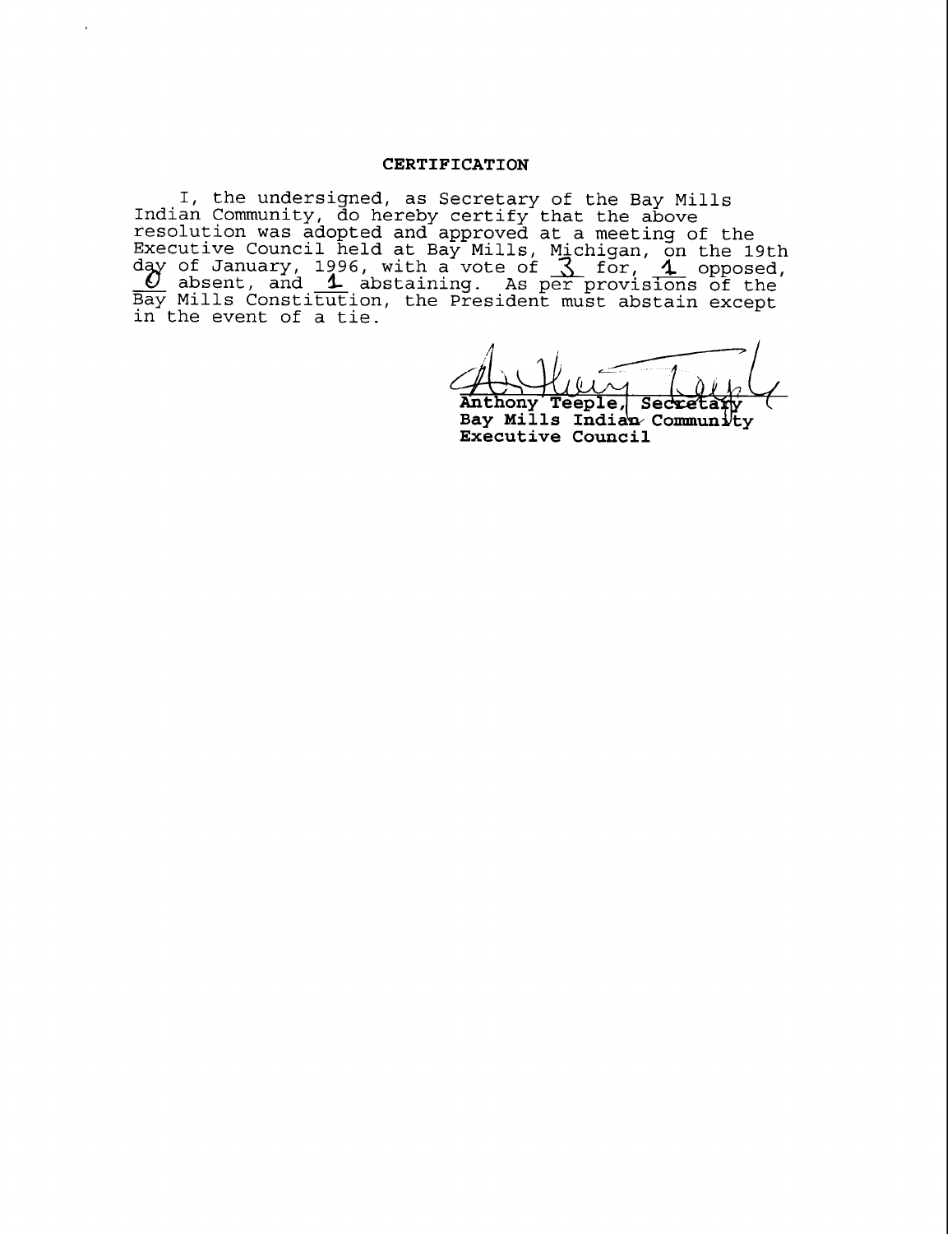## CERTIFICATION

I, the undersigned, as Secretary of the Bay Mills Indian Community, do hereby certify that the above resolution was adopted and approved at a meeting of the Executive Council held at Bay Mills, Michigan, on the 19th day of January, 1996, with a vote of 3 for, 1 opposed, 0 absent, and 1 abstaining. As per provisions of the Bay Mills Constitution, the President must abstain except in the event of a tie.

Anthony Teeple, Secretary
**Bay Mills Indian Community**
**Executive Council**